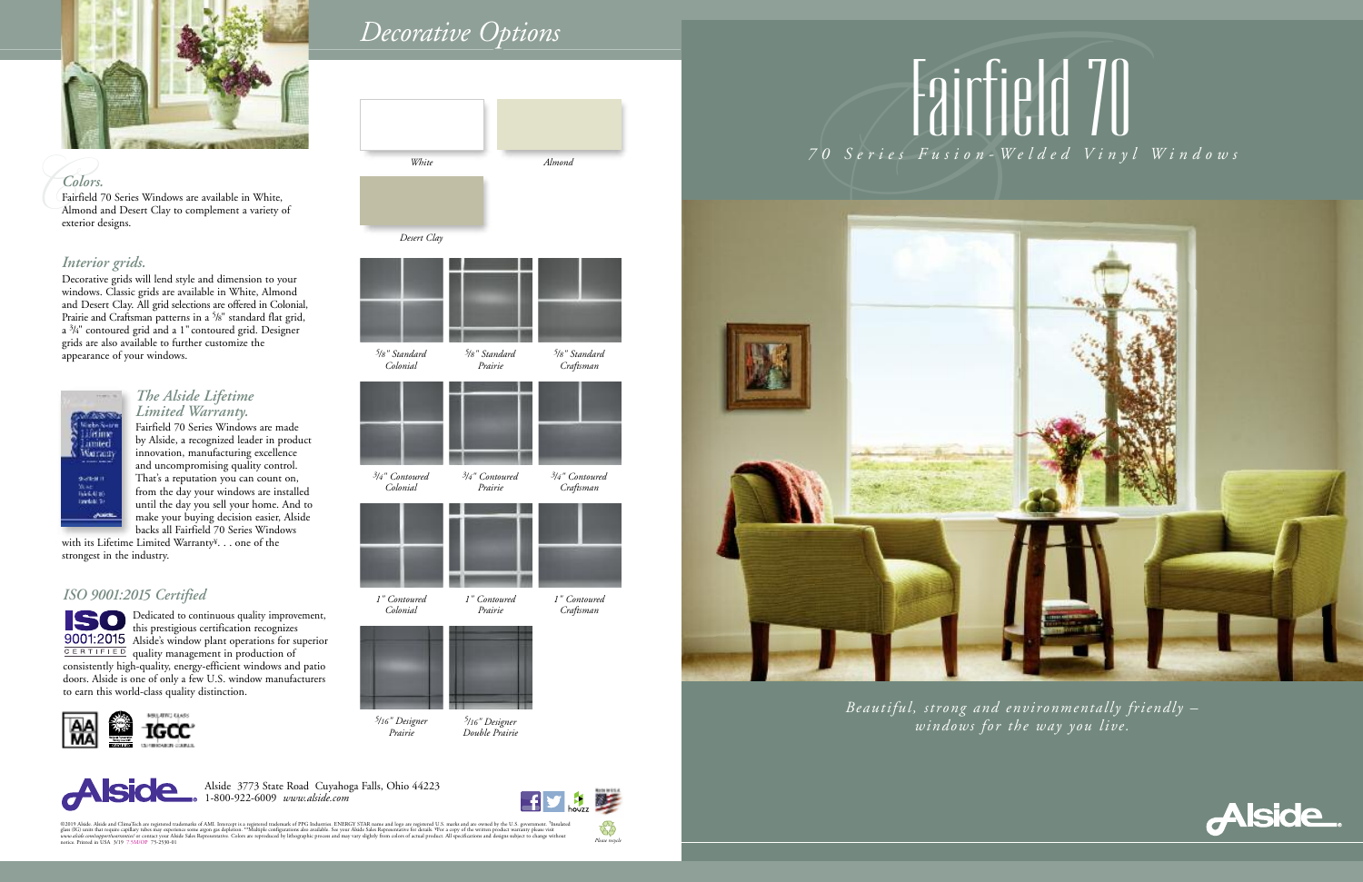## Colors.

Fairfield 70 Series Windows are available in White, Almond and Desert Clay to complement a variety of exterior designs.

## Interior grids.

Decorative grids will lend style and dimension to your windows. Classic grids are available in White, Almond and Desert Clay. All grid selections are offered in Colonial, Prairie and Craftsman patterns in a 5/8" standard flat grid, a 3/4" contoured grid and a 1" contoured grid. Designer grids are also available to further customize the appearance of your windows.

## The Alside Lifetime Limited Warranty.

Fairfield 70 Series Windows are made by Alside, a recognized leader in product innovation, manufacturing excellence and uncompromising quality control. That's a reputation you can count on, from the day your windows are installed until the day you sell your home. And to make your buying decision easier, Alside backs all Fairfield 70 Series Windows with its Lifetime Limited Warranty¥. . . one of the strongest in the industry.

## ISO 9001:2015 Certified

ISO 9001:2015 CERTIFIED

Dedicated to continuous quality improvement, this prestigious certification recognizes Alside's window plant operations for superior quality management in production of consistently high-quality, energy-efficient windows and patio doors. Alside is one of only a few U.S. window manufacturers to earn this world-class quality distinction.

# Decorative Options

White

Almond

Desert Clay

5/8" Standard Colonial

5/8" Standard Prairie

5/8" Standard Craftsman

3/4" Contoured Colonial

3/4" Contoured Prairie

3/4" Contoured Craftsman

1" Contoured Colonial

1" Contoured Prairie

1" Contoured Craftsman

5/16" Designer Prairie

5/16" Designer Double Prairie

Alside 3773 State Road Cuyahoga Falls, Ohio 44223
1-800-922-6009 *www.alside.com*

©2019 Alside. Alside and ClimaTech are registered trademarks of AMI. Intercept is a registered trademark of PPG Industries. ENERGY STAR name and logo are registered U.S. marks and are owned by the U.S. government. †Insulated glass (IG) units that require capillary tubes may experience some argon gas depletion. **Multiple configurations also available. See your Alside Sales Representative for details. ¥For a copy of the written product warranty please visit www.alside.com/support/warranties/ or contact your Alside Sales Representative. Colors are reproduced by lithographic process and may vary slightly from colors of actual product. All specifications and designs subject to change without notice. Printed in USA 3/19 7.5M/OP 75-2530-01

Please recycle

# Fairfield 70

*70 Series Fusion-Welded Vinyl Windows*

*Beautiful, strong and environmentally friendly – windows for the way you live.*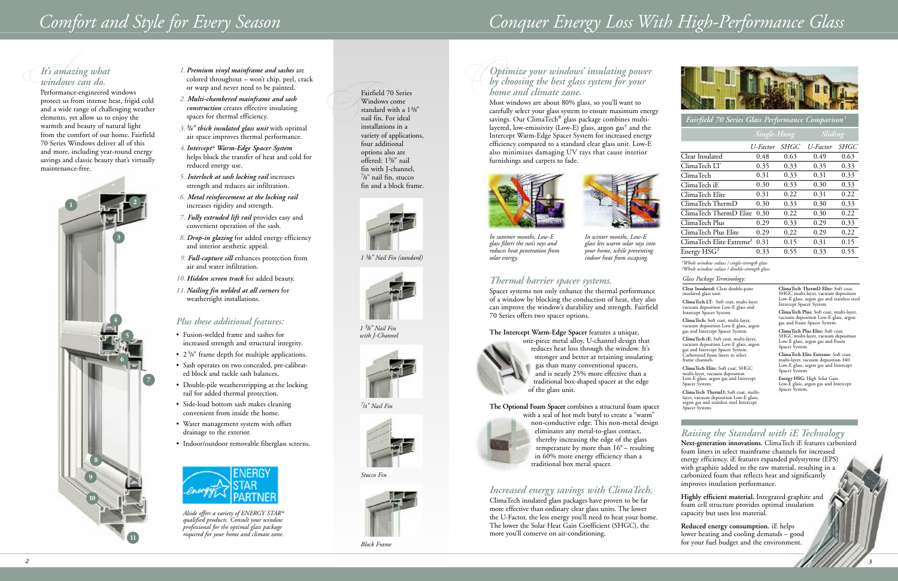# Comfort and Style for Every Season

*It's amazing what windows can do.*

Performance-engineered windows protect us from intense heat, frigid cold and a wide range of challenging weather elements, yet allow us to enjoy the warmth and beauty of natural light from the comfort of our home. Fairfield 70 Series Windows deliver all of this and more, including year-round energy savings and classic beauty that's virtually maintenance-free.

1. ***Premium vinyl mainframe and sashes*** are colored throughout – won't chip, peel, crack or warp and never need to be painted.
2. ***Multi-chambered mainframe and sash construction*** creates effective insulating spaces for thermal efficiency.
3. ***3/4" thick insulated glass unit*** with optimal air space improves thermal performance.
4. ***Intercept® Warm-Edge Spacer System*** helps block the transfer of heat and cold for reduced energy use.
5. ***Interlock at sash locking rail*** increases strength and reduces air infiltration.
6. ***Metal reinforcement at the locking rail*** increases rigidity and strength.
7. ***Fully extruded lift rail*** provides easy and convenient operation of the sash.
8. ***Drop-in glazing*** for added energy efficiency and interior aesthetic appeal.
9. ***Full-capture sill*** enhances protection from air and water infiltration.
10. ***Hidden screen track*** for added beauty.
11. ***Nailing fin welded at all corners*** for weathertight installations.

## *Plus these additional features:*

- Fusion-welded frame and sashes for increased strength and structural integrity.
- 2 5/8" frame depth for multiple applications.
- Sash operates on two concealed, pre-calibrated block and tackle sash balances.
- Double-pile weatherstripping at the locking rail for added thermal protection.
- Side-load bottom sash makes cleaning convenient from inside the home.
- Water management system with offset drainage to the exterior.
- Indoor/outdoor removable fiberglass screens.

ENERGY STAR PARTNER

*Alside offers a variety of ENERGY STAR® qualified products. Consult your window professional for the optimal glass package required for your home and climate zone.*

Fairfield 70 Series Windows come standard with a 1 3/8" nail fin. For ideal installations in a variety of applications, four additional options also are offered: 1 3/8" nail fin with J-channel, 7/8" nail fin, stucco fin and a block frame.

*1 3/8" Nail Fin (standard)*

*1 3/8" Nail Fin with J-Channel*

*7/8" Nail Fin*

*Stucco Fin*

*Block Frame*

# Conquer Energy Loss With High-Performance Glass

*Optimize your windows' insulating power by choosing the best glass system for your home and climate zone.*

Most windows are about 80% glass, so you'll want to carefully select your glass system to ensure maximum energy savings. Our ClimaTech® glass package combines multi-layered, low-emissivity (Low-E) glass, argon gas† and the Intercept Warm-Edge Spacer System for increased energy efficiency compared to a standard clear glass unit. Low-E also minimizes damaging UV rays that cause interior furnishings and carpets to fade.

*In summer months, Low-E glass filters the sun's rays and reduces heat penetration from solar energy.*

*In winter months, Low-E glass lets warm solar rays into your home, while preventing indoor heat from escaping.*

## *Thermal barrier spacer systems.*

Spacer systems not only enhance the thermal performance of a window by blocking the conduction of heat, they also can improve the window's durability and strength. Fairfield 70 Series offers two spacer options.

**The Intercept Warm-Edge Spacer** features a unique, one-piece metal alloy, U-channel design that reduces heat loss through the window. It's stronger and better at retaining insulating gas than many conventional spacers, and is nearly 25% more effective than a traditional box-shaped spacer at the edge of the glass unit.

**The Optional Foam Spacer** combines a structural foam spacer with a seal of hot melt butyl to create a "warm" non-conductive edge. This non-metal design eliminates any metal-to-glass contact, thereby increasing the edge of the glass temperature by more than 16° – resulting in 60% more energy efficiency than a traditional box metal spacer.

## *Increased energy savings with ClimaTech.*

ClimaTech insulated glass packages have proven to be far more effective than ordinary clear glass units. The lower the U-Factor, the less energy you'll need to heat your home. The lower the Solar Heat Gain Coefficient (SHGC), the more you'll conserve on air-conditioning.

### *Fairfield 70 Series Glass Performance Comparison[1]*

| | Single-Hung | | Sliding | |
|---|---|---|---|---|
| | U-Factor | SHGC | U-Factor | SHGC |
| Clear Insulated | 0.48 | 0.63 | 0.49 | 0.63 |
| ClimaTech LT | 0.35 | 0.33 | 0.35 | 0.33 |
| ClimaTech | 0.31 | 0.33 | 0.31 | 0.33 |
| ClimaTech iE | 0.30 | 0.33 | 0.30 | 0.33 |
| ClimaTech Elite | 0.31 | 0.22 | 0.31 | 0.22 |
| ClimaTech ThermD | 0.30 | 0.33 | 0.30 | 0.33 |
| ClimaTech ThermD Elite | 0.30 | 0.22 | 0.30 | 0.22 |
| ClimaTech Plus | 0.29 | 0.33 | 0.29 | 0.33 |
| ClimaTech Plus Elite | 0.29 | 0.22 | 0.29 | 0.22 |
| ClimaTech Elite Extreme[2] | 0.31 | 0.15 | 0.31 | 0.15 |
| Energy HSG[2] | 0.33 | 0.55 | 0.33 | 0.55 |

[1]Whole window values / single-strength glass
[2]Whole window values / double-strength glass

*Glass Package Terminology:*

**Clear Insulated:** Clear double-pane insulated glass unit.

**ClimaTech LT:** Soft coat, multi-layer vacuum deposition Low-E glass and Intercept Spacer System.

**ClimaTech:** Soft coat, multi-layer, vacuum deposition Low-E glass, argon gas and Intercept Spacer System.

**ClimaTech iE:** Soft coat, multi-layer, vacuum deposition Low-E glass, argon gas and Intercept Spacer System. Carbonized foam liners in select frame channels.

**ClimaTech Elite:** Soft coat, SHGC multi-layer, vacuum deposition Low-E glass, argon gas and Intercept Spacer System.

**ClimaTech ThermD:** Soft coat, multi-layer, vacuum deposition Low-E glass, argon gas and stainless steel Intercept Spacer System.

**ClimaTech ThermD Elite:** Soft coat, SHGC multi-layer, vacuum deposition Low-E glass, argon gas and stainless steel Intercept Spacer System.

**ClimaTech Plus:** Soft coat, multi-layer, vacuum deposition Low-E glass, argon gas and Foam Spacer System.

**ClimaTech Plus Elite:** Soft coat, SHGC multi-layer, vacuum deposition Low-E glass, argon gas and Foam Spacer System.

**ClimaTech Elite Extreme:** Soft coat, multi-layer, vacuum deposition 340 Low-E glass, argon gas and Intercept Spacer System.

**Energy HSG:** High Solar Gain Low-E glass, argon gas and Intercept Spacer System.

## *Raising the Standard with iE Technology*

**Next-generation innovations.** ClimaTech iE features carbonized foam liners in select mainframe channels for increased energy efficiency. iE features expanded polystyrene (EPS) with graphite added to the raw material, resulting in a carbonized foam that reflects heat and significantly improves insulation performance.

**Highly efficient material.** Integrated graphite and foam cell structure provides optimal insulation capacity but uses less material.

**Reduced energy consumption.** iE helps lower heating and cooling demands – good for your fuel budget and the environment.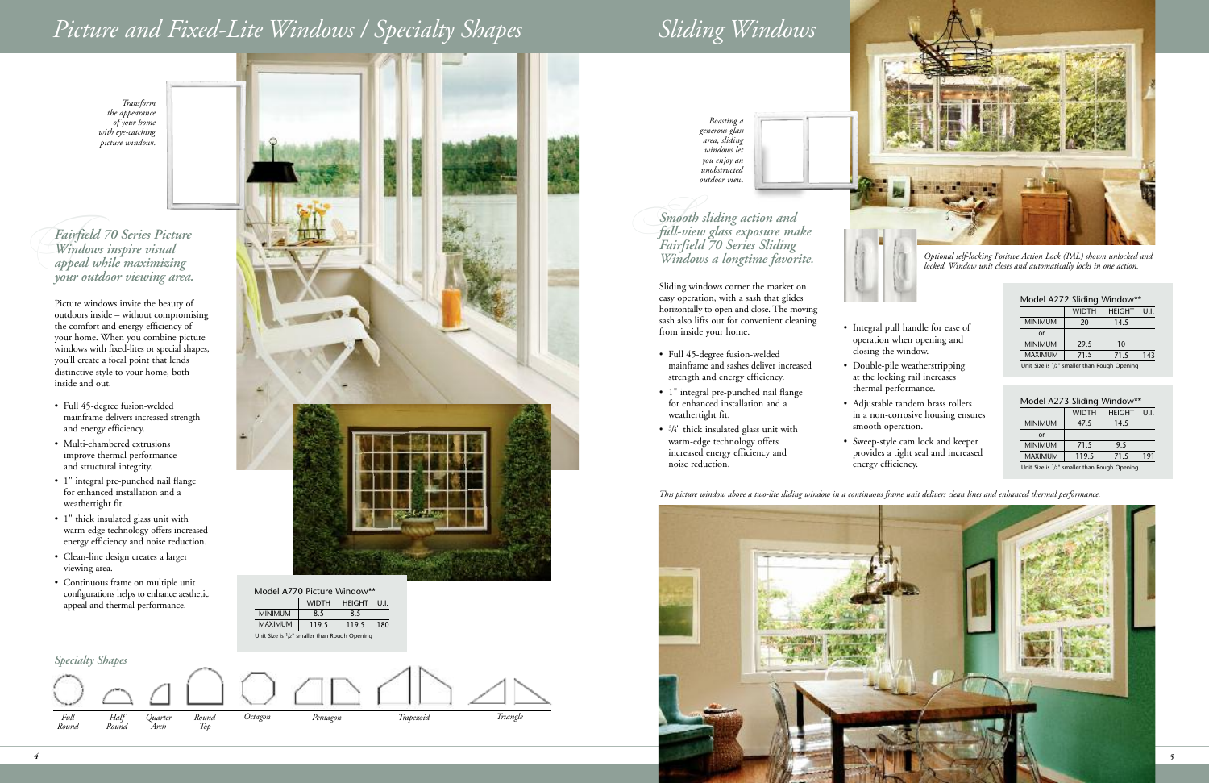# Picture and Fixed-Lite Windows / Specialty Shapes

*Transform the appearance of your home with eye-catching picture windows.*

## *Fairfield 70 Series Picture Windows inspire visual appeal while maximizing your outdoor viewing area.*

Picture windows invite the beauty of outdoors inside – without compromising the comfort and energy efficiency of your home. When you combine picture windows with fixed-lites or special shapes, you'll create a focal point that lends distinctive style to your home, both inside and out.

- Full 45-degree fusion-welded mainframe delivers increased strength and energy efficiency.
- Multi-chambered extrusions improve thermal performance and structural integrity.
- 1" integral pre-punched nail flange for enhanced installation and a weathertight fit.
- 1" thick insulated glass unit with warm-edge technology offers increased energy efficiency and noise reduction.
- Clean-line design creates a larger viewing area.
- Continuous frame on multiple unit configurations helps to enhance aesthetic appeal and thermal performance.

**Model A770 Picture Window\*\***

| | WIDTH | HEIGHT | U.I. |
|---|---|---|---|
| MINIMUM | 8.5 | 8.5 | |
| MAXIMUM | 119.5 | 119.5 | 180 |

Unit Size is ½" smaller than Rough Opening

### *Specialty Shapes*

*Full Round* · *Half Round* · *Quarter Arch* · *Round Top* · *Octagon* · *Pentagon* · *Trapezoid* · *Triangle*

# Sliding Windows

*Boasting a generous glass area, sliding windows let you enjoy an unobstructed outdoor view.*

## *Smooth sliding action and full-view glass exposure make Fairfield 70 Series Sliding Windows a longtime favorite.*

Sliding windows corner the market on easy operation, with a sash that glides horizontally to open and close. The moving sash also lifts out for convenient cleaning from inside your home.

- Full 45-degree fusion-welded mainframe and sashes deliver increased strength and energy efficiency.
- 1" integral pre-punched nail flange for enhanced installation and a weathertight fit.
- ¾" thick insulated glass unit with warm-edge technology offers increased energy efficiency and noise reduction.
- Integral pull handle for ease of operation when opening and closing the window.
- Double-pile weatherstripping at the locking rail increases thermal performance.
- Adjustable tandem brass rollers in a non-corrosive housing ensures smooth operation.
- Sweep-style cam lock and keeper provides a tight seal and increased energy efficiency.

*Optional self-locking Positive Action Lock (PAL) shown unlocked and locked. Window unit closes and automatically locks in one action.*

**Model A272 Sliding Window\*\***

| | WIDTH | HEIGHT | U.I. |
|---|---|---|---|
| MINIMUM | 20 | 14.5 | |
| or | | | |
| MINIMUM | 29.5 | 10 | |
| MAXIMUM | 71.5 | 71.5 | 143 |

Unit Size is ½" smaller than Rough Opening

**Model A273 Sliding Window\*\***

| | WIDTH | HEIGHT | U.I. |
|---|---|---|---|
| MINIMUM | 47.5 | 14.5 | |
| or | | | |
| MINIMUM | 71.5 | 9.5 | |
| MAXIMUM | 119.5 | 71.5 | 191 |

Unit Size is ½" smaller than Rough Opening

*This picture window above a two-lite sliding window in a continuous frame unit delivers clean lines and enhanced thermal performance.*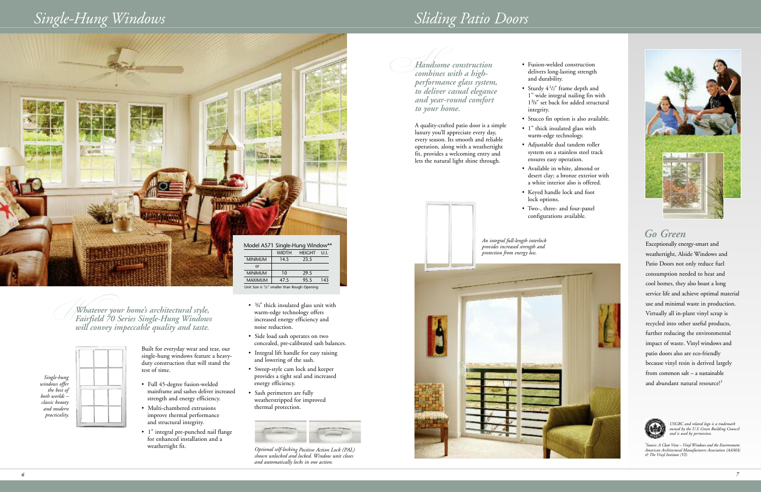# Single-Hung Windows

| Model A571 Single-Hung Window** | | | |
|---|---|---|---|
| | WIDTH | HEIGHT | U.I. |
| MINIMUM | 14.5 | 23.5 | |
| or | | | |
| MINIMUM | 10 | 29.5 | |
| MAXIMUM | 47.5 | 95.5 | 143 |

Unit Size is ½" smaller than Rough Opening

*Whatever your home's architectural style, Fairfield 70 Series Single-Hung Windows will convey impeccable quality and taste.*

*Single-hung windows offer the best of both worlds – classic beauty and modern practicality.*

Built for everyday wear and tear, our single-hung windows feature a heavy-duty construction that will stand the test of time.

- Full 45-degree fusion-welded mainframe and sashes deliver increased strength and energy efficiency.
- Multi-chambered extrusions improve thermal performance and structural integrity.
- 1" integral pre-punched nail flange for enhanced installation and a weathertight fit.
- ¾" thick insulated glass unit with warm-edge technology offers increased energy efficiency and noise reduction.
- Side load sash operates on two concealed, pre-calibrated sash balances.
- Integral lift handle for easy raising and lowering of the sash.
- Sweep-style cam lock and keeper provides a tight seal and increased energy efficiency.
- Sash perimeters are fully weatherstripped for improved thermal protection.

*Optional self-locking Positive Action Lock (PAL) shown unlocked and locked. Window unit closes and automatically locks in one action.*

# Sliding Patio Doors

*Handsome construction combines with a high-performance glass system, to deliver casual elegance and year-round comfort to your home.*

A quality-crafted patio door is a simple luxury you'll appreciate every day, every season. Its smooth and reliable operation, along with a weathertight fit, provides a welcoming entry and lets the natural light shine through.

- Fusion-welded construction delivers long-lasting strength and durability.
- Sturdy 4½" frame depth and 1" wide integral nailing fin with 1⅜" set back for added structural integrity.
- Stucco fin option is also available.
- 1" thick insulated glass with warm-edge technology.
- Adjustable dual tandem roller system on a stainless steel track ensures easy operation.
- Available in white, almond or desert clay; a bronze exterior with a white interior also is offered.
- Keyed handle lock and foot lock options.
- Two-, three- and four-panel configurations available.

*An integral full-length interlock provides increased strength and protection from energy loss.*

## Go Green

Exceptionally energy-smart and weathertight, Alside Windows and Patio Doors not only reduce fuel consumption needed to heat and cool homes, they also boast a long service life and achieve optimal material use and minimal waste in production. Virtually all in-plant vinyl scrap is recycled into other useful products, further reducing the environmental impact of waste. Vinyl windows and patio doors also are eco-friendly because vinyl resin is derived largely from common salt – a sustainable and abundant natural resource![3]

*USGBC and related logo is a trademark owned by the U.S. Green Building Council and is used by permission.*

[3]*Source: A Clear View – Vinyl Windows and the Environment. American Architectural Manufacturers Association (AAMA) & The Vinyl Institute (VI).*